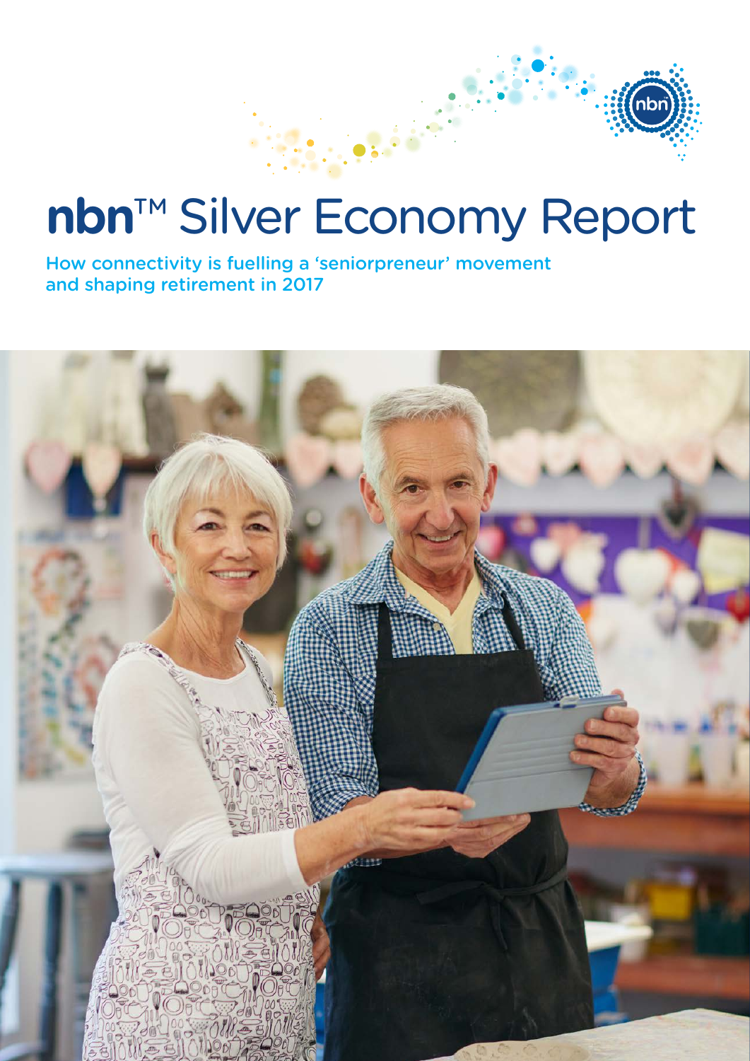# nbn™ Silver Economy Report

How connectivity is fuelling a 'seniorpreneur' movement and shaping retirement in 2017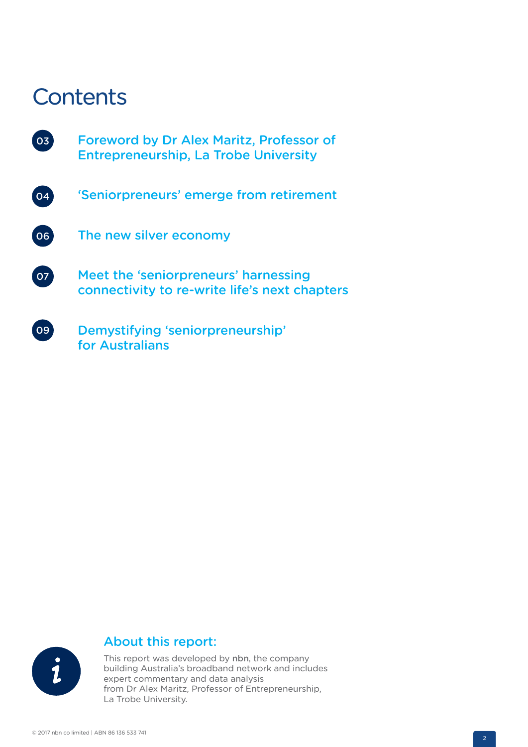# Contents

03 Foreword by Dr Alex Maritz, Professor of Entrepreneurship, La Trobe University

04 'Seniorpreneurs' emerge from retirement

06 The new silver economy

07 Meet the 'seniorpreneurs' harnessing connectivity to re-write life's next chapters

09 Demystifying 'seniorpreneurship' for Australians

## About this report:

This report was developed by nbn, the company building Australia's broadband network and includes expert commentary and data analysis from Dr Alex Maritz, Professor of Entrepreneurship, La Trobe University.

© 2017 nbn co limited | ABN 86 136 533 741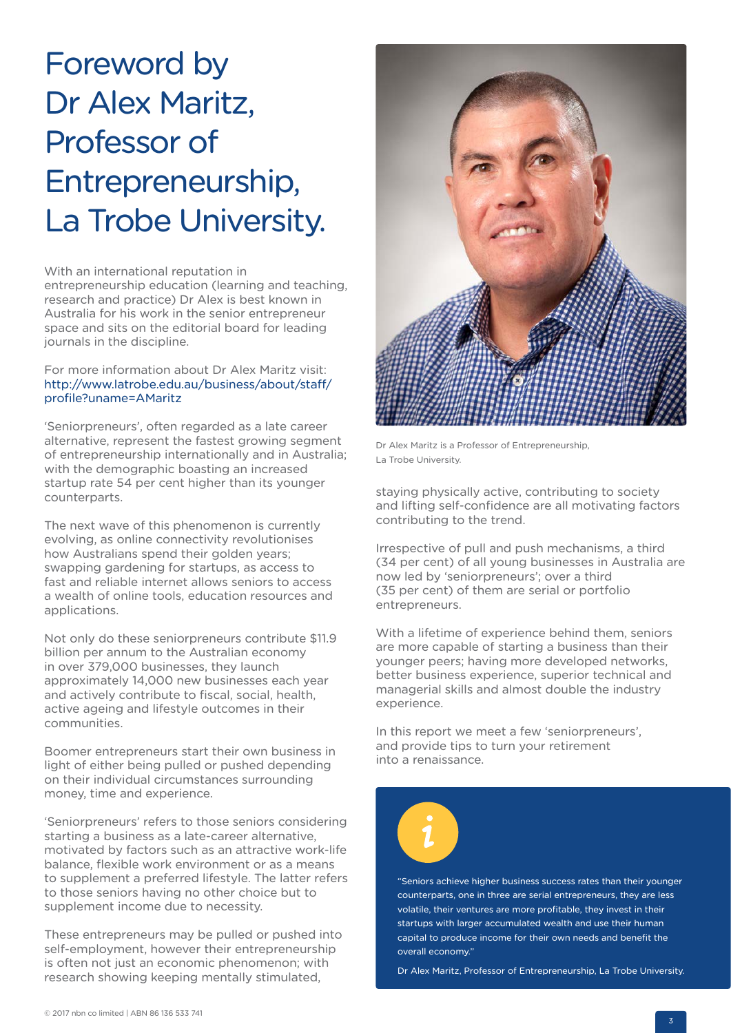# Foreword by Dr Alex Maritz, Professor of Entrepreneurship, La Trobe University.

With an international reputation in entrepreneurship education (learning and teaching, research and practice) Dr Alex is best known in Australia for his work in the senior entrepreneur space and sits on the editorial board for leading journals in the discipline.

For more information about Dr Alex Maritz visit: http://www.latrobe.edu.au/business/about/staff/profile?uname=AMaritz

'Seniorpreneurs', often regarded as a late career alternative, represent the fastest growing segment of entrepreneurship internationally and in Australia; with the demographic boasting an increased startup rate 54 per cent higher than its younger counterparts.

The next wave of this phenomenon is currently evolving, as online connectivity revolutionises how Australians spend their golden years; swapping gardening for startups, as access to fast and reliable internet allows seniors to access a wealth of online tools, education resources and applications.

Not only do these seniorpreneurs contribute $11.9 billion per annum to the Australian economy in over 379,000 businesses, they launch approximately 14,000 new businesses each year and actively contribute to fiscal, social, health, active ageing and lifestyle outcomes in their communities.

Boomer entrepreneurs start their own business in light of either being pulled or pushed depending on their individual circumstances surrounding money, time and experience.

'Seniorpreneurs' refers to those seniors considering starting a business as a late-career alternative, motivated by factors such as an attractive work-life balance, flexible work environment or as a means to supplement a preferred lifestyle. The latter refers to those seniors having no other choice but to supplement income due to necessity.

These entrepreneurs may be pulled or pushed into self-employment, however their entrepreneurship is often not just an economic phenomenon; with research showing keeping mentally stimulated, staying physically active, contributing to society and lifting self-confidence are all motivating factors contributing to the trend.

Dr Alex Maritz is a Professor of Entrepreneurship, La Trobe University.

Irrespective of pull and push mechanisms, a third (34 per cent) of all young businesses in Australia are now led by 'seniorpreneurs'; over a third (35 per cent) of them are serial or portfolio entrepreneurs.

With a lifetime of experience behind them, seniors are more capable of starting a business than their younger peers; having more developed networks, better business experience, superior technical and managerial skills and almost double the industry experience.

In this report we meet a few 'seniorpreneurs', and provide tips to turn your retirement into a renaissance.

> "Seniors achieve higher business success rates than their younger counterparts, one in three are serial entrepreneurs, they are less volatile, their ventures are more profitable, they invest in their startups with larger accumulated wealth and use their human capital to produce income for their own needs and benefit the overall economy."
>
> Dr Alex Maritz, Professor of Entrepreneurship, La Trobe University.

© 2017 nbn co limited | ABN 86 136 533 741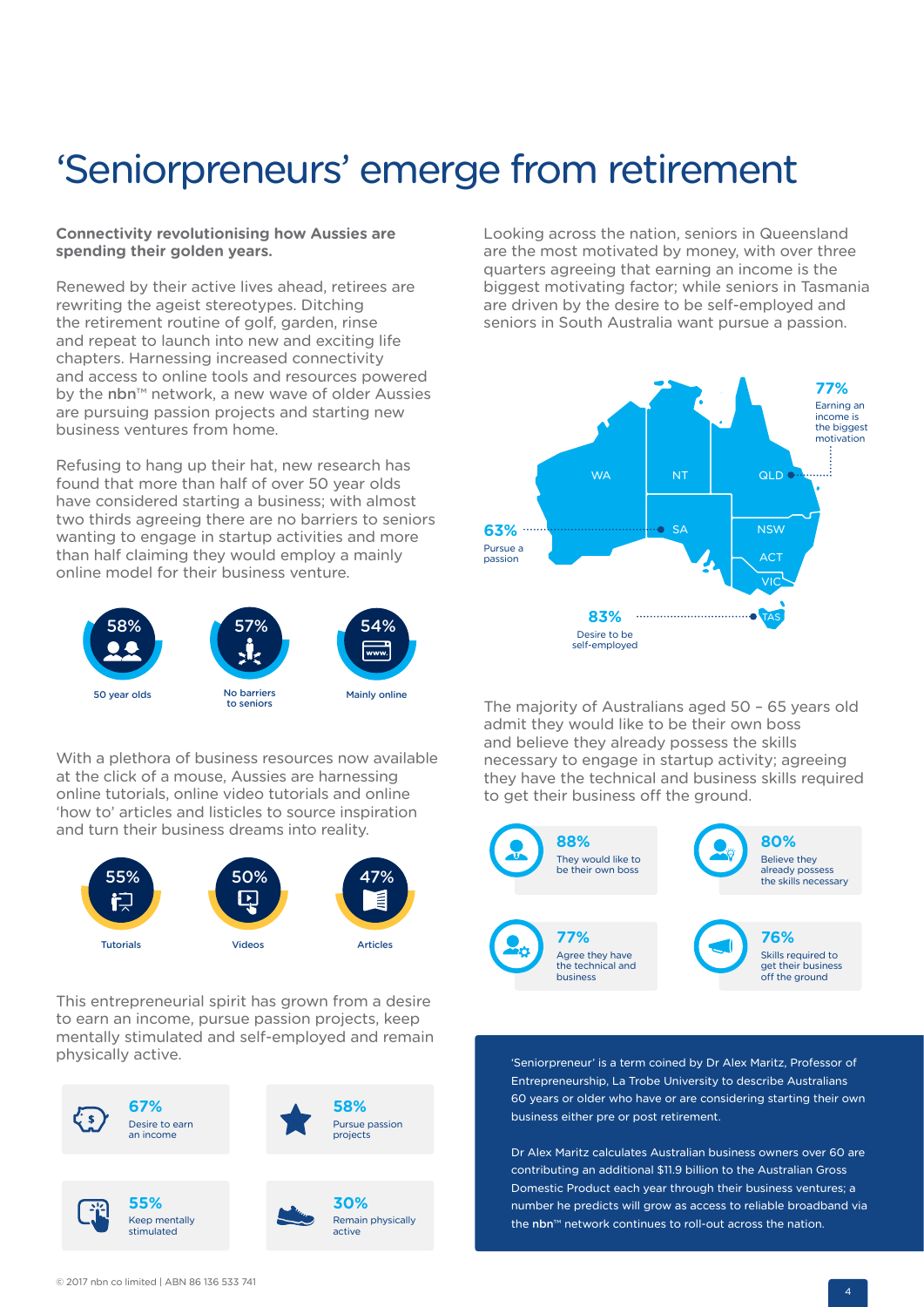# 'Seniorpreneurs' emerge from retirement

**Connectivity revolutionising how Aussies are spending their golden years.**

Renewed by their active lives ahead, retirees are rewriting the ageist stereotypes. Ditching the retirement routine of golf, garden, rinse and repeat to launch into new and exciting life chapters. Harnessing increased connectivity and access to online tools and resources powered by the **nbn**™ network, a new wave of older Aussies are pursuing passion projects and starting new business ventures from home.

Refusing to hang up their hat, new research has found that more than half of over 50 year olds have considered starting a business; with almost two thirds agreeing there are no barriers to seniors wanting to engage in startup activities and more than half claiming they would employ a mainly online model for their business venture.

58% — 50 year olds

57% — No barriers to seniors

54% — Mainly online

With a plethora of business resources now available at the click of a mouse, Aussies are harnessing online tutorials, online video tutorials and online 'how to' articles and listicles to source inspiration and turn their business dreams into reality.

55% — Tutorials

50% — Videos

47% — Articles

This entrepreneurial spirit has grown from a desire to earn an income, pursue passion projects, keep mentally stimulated and self-employed and remain physically active.

**67%** Desire to earn an income

**58%** Pursue passion projects

**55%** Keep mentally stimulated

**30%** Remain physically active

Looking across the nation, seniors in Queensland are the most motivated by money, with over three quarters agreeing that earning an income is the biggest motivating factor; while seniors in Tasmania are driven by the desire to be self-employed and seniors in South Australia want pursue a passion.

- QLD: **77%** Earning an income is the biggest motivation
- SA: **63%** Pursue a passion
- TAS: **83%** Desire to be self-employed

The majority of Australians aged 50 – 65 years old admit they would like to be their own boss and believe they already possess the skills necessary to engage in startup activity; agreeing they have the technical and business skills required to get their business off the ground.

**88%** They would like to be their own boss

**80%** Believe they already possess the skills necessary

**77%** Agree they have the technical and business

**76%** Skills required to get their business off the ground

'Seniorpreneur' is a term coined by Dr Alex Maritz, Professor of Entrepreneurship, La Trobe University to describe Australians 60 years or older who have or are considering starting their own business either pre or post retirement.

Dr Alex Maritz calculates Australian business owners over 60 are contributing an additional $11.9 billion to the Australian Gross Domestic Product each year through their business ventures; a number he predicts will grow as access to reliable broadband via the **nbn**™ network continues to roll-out across the nation.

© 2017 nbn co limited | ABN 86 136 533 741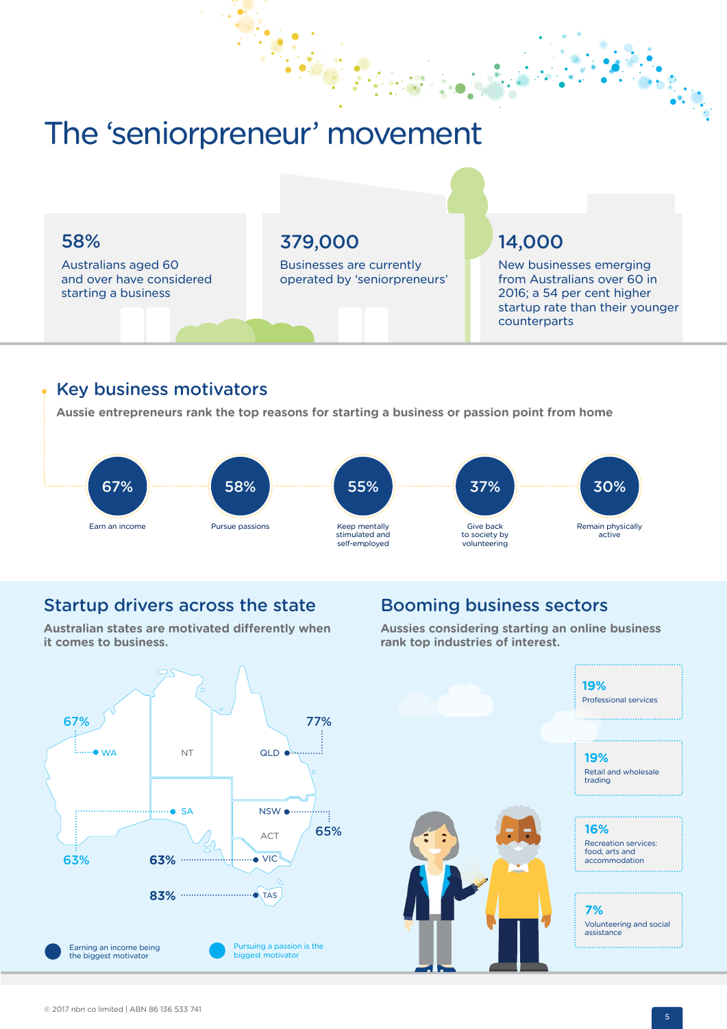# The 'seniorpreneur' movement

**58%**
Australians aged 60 and over have considered starting a business

**379,000**
Businesses are currently operated by 'seniorpreneurs'

**14,000**
New businesses emerging from Australians over 60 in 2016; a 54 per cent higher startup rate than their younger counterparts

## Key business motivators

**Aussie entrepreneurs rank the top reasons for starting a business or passion point from home**

- **67%** Earn an income
- **58%** Pursue passions
- **55%** Keep mentally stimulated and self-employed
- **37%** Give back to society by volunteering
- **30%** Remain physically active

## Startup drivers across the state

**Australian states are motivated differently when it comes to business.**

- WA: 67%
- SA: 63%
- QLD: 77%
- NSW: 65%
- VIC: 63%
- TAS: 83%

Earning an income being the biggest motivator

Pursuing a passion is the biggest motivator

## Booming business sectors

**Aussies considering starting an online business rank top industries of interest.**

- **19%** Professional services
- **19%** Retail and wholesale trading
- **16%** Recreation services: food, arts and accommodation
- **7%** Volunteering and social assistance

© 2017 nbn co limited | ABN 86 136 533 741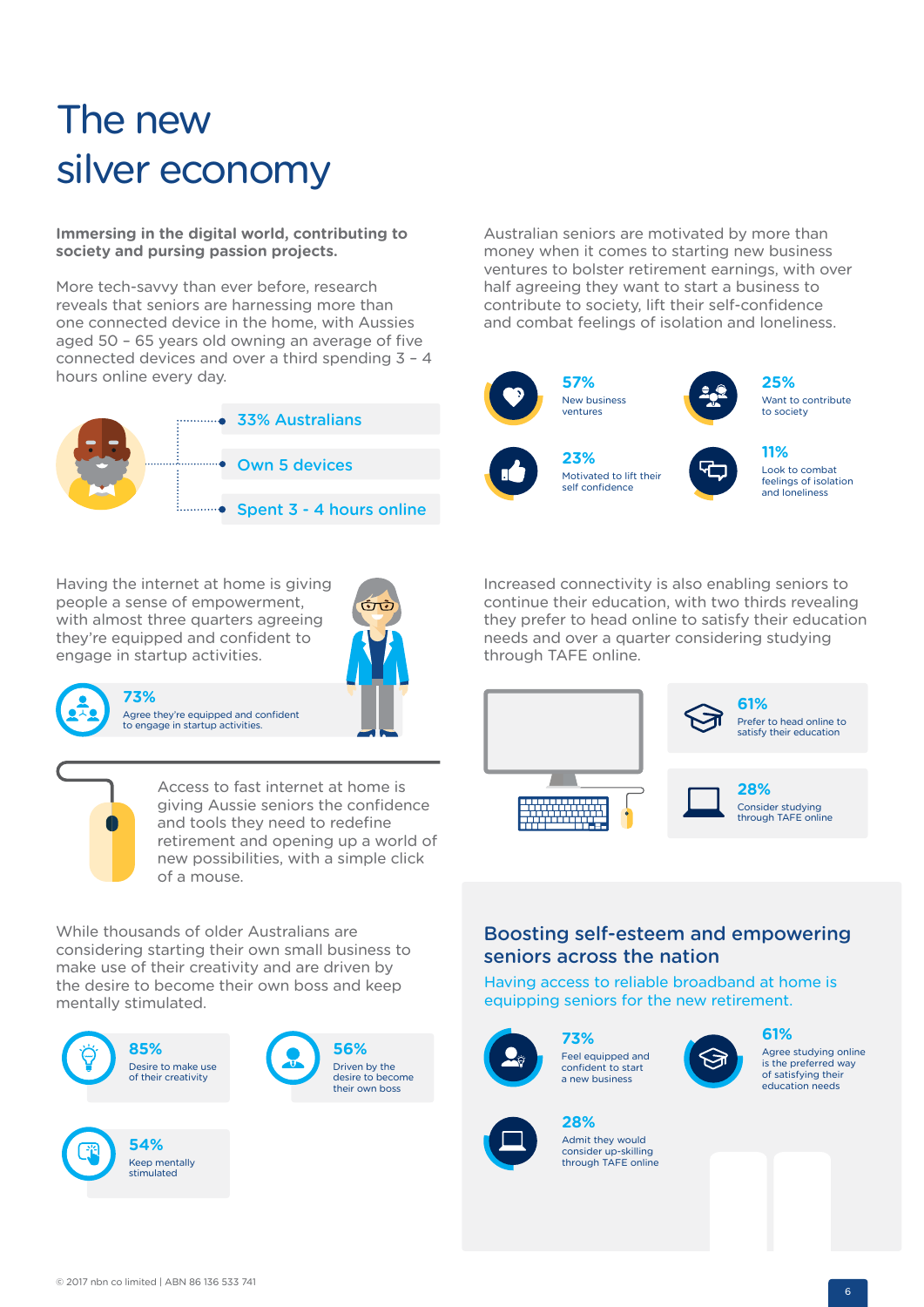# The new silver economy

**Immersing in the digital world, contributing to society and pursing passion projects.**

More tech-savvy than ever before, research reveals that seniors are harnessing more than one connected device in the home, with Aussies aged 50 – 65 years old owning an average of five connected devices and over a third spending 3 – 4 hours online every day.

- 33% Australians
- Own 5 devices
- Spent 3 - 4 hours online

Australian seniors are motivated by more than money when it comes to starting new business ventures to bolster retirement earnings, with over half agreeing they want to start a business to contribute to society, lift their self-confidence and combat feelings of isolation and loneliness.

- **57%** New business ventures
- **25%** Want to contribute to society
- **23%** Motivated to lift their self confidence
- **11%** Look to combat feelings of isolation and loneliness

Having the internet at home is giving people a sense of empowerment, with almost three quarters agreeing they're equipped and confident to engage in startup activities.

- **73%** Agree they're equipped and confident to engage in startup activities.

Access to fast internet at home is giving Aussie seniors the confidence and tools they need to redefine retirement and opening up a world of new possibilities, with a simple click of a mouse.

Increased connectivity is also enabling seniors to continue their education, with two thirds revealing they prefer to head online to satisfy their education needs and over a quarter considering studying through TAFE online.

- **61%** Prefer to head online to satisfy their education
- **28%** Consider studying through TAFE online

While thousands of older Australians are considering starting their own small business to make use of their creativity and are driven by the desire to become their own boss and keep mentally stimulated.

- **85%** Desire to make use of their creativity
- **56%** Driven by the desire to become their own boss
- **54%** Keep mentally stimulated

## Boosting self-esteem and empowering seniors across the nation

Having access to reliable broadband at home is equipping seniors for the new retirement.

- **73%** Feel equipped and confident to start a new business
- **61%** Agree studying online is the preferred way of satisfying their education needs
- **28%** Admit they would consider up-skilling through TAFE online

© 2017 nbn co limited | ABN 86 136 533 741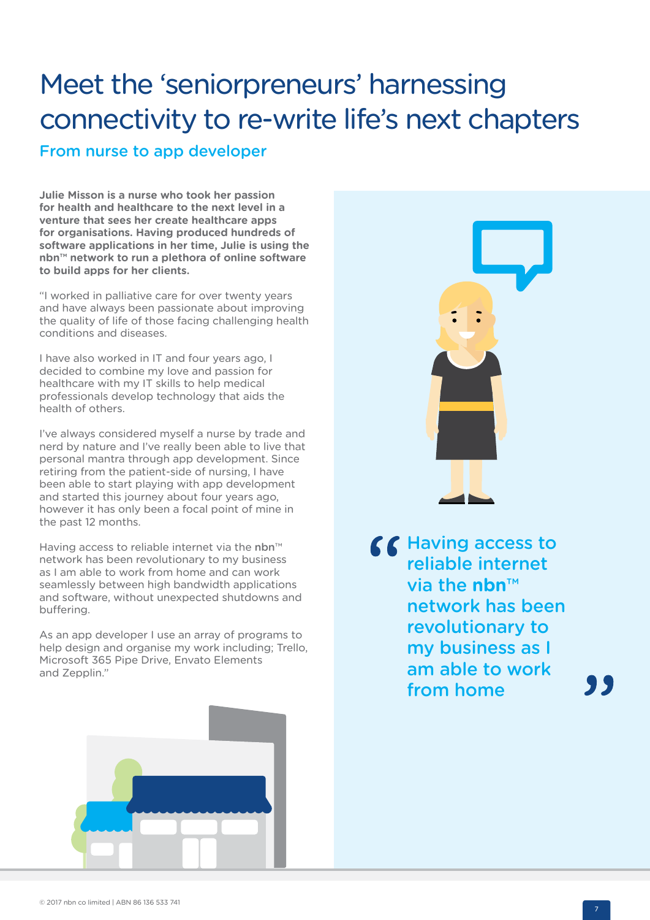# Meet the 'seniorpreneurs' harnessing connectivity to re-write life's next chapters

## From nurse to app developer

**Julie Misson is a nurse who took her passion for health and healthcare to the next level in a venture that sees her create healthcare apps for organisations. Having produced hundreds of software applications in her time, Julie is using the nbn™ network to run a plethora of online software to build apps for her clients.**

"I worked in palliative care for over twenty years and have always been passionate about improving the quality of life of those facing challenging health conditions and diseases.

I have also worked in IT and four years ago, I decided to combine my love and passion for healthcare with my IT skills to help medical professionals develop technology that aids the health of others.

I've always considered myself a nurse by trade and nerd by nature and I've really been able to live that personal mantra through app development. Since retiring from the patient-side of nursing, I have been able to start playing with app development and started this journey about four years ago, however it has only been a focal point of mine in the past 12 months.

Having access to reliable internet via the **nbn**™ network has been revolutionary to my business as I am able to work from home and can work seamlessly between high bandwidth applications and software, without unexpected shutdowns and buffering.

As an app developer I use an array of programs to help design and organise my work including; Trello, Microsoft 365 Pipe Drive, Envato Elements and Zepplin."

> "Having access to reliable internet via the **nbn**™ network has been revolutionary to my business as I am able to work from home"

© 2017 nbn co limited | ABN 86 136 533 741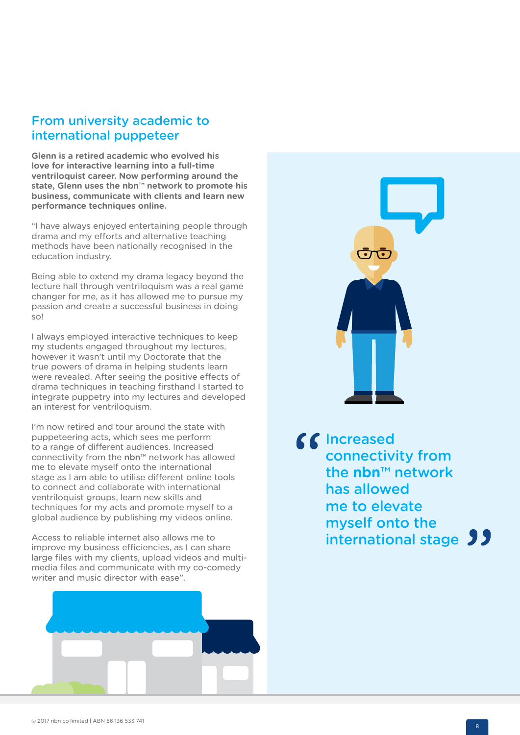## From university academic to international puppeteer

**Glenn is a retired academic who evolved his love for interactive learning into a full-time ventriloquist career. Now performing around the state, Glenn uses the nbn™ network to promote his business, communicate with clients and learn new performance techniques online.**

"I have always enjoyed entertaining people through drama and my efforts and alternative teaching methods have been nationally recognised in the education industry.

Being able to extend my drama legacy beyond the lecture hall through ventriloquism was a real game changer for me, as it has allowed me to pursue my passion and create a successful business in doing so!

I always employed interactive techniques to keep my students engaged throughout my lectures, however it wasn't until my Doctorate that the true powers of drama in helping students learn were revealed. After seeing the positive effects of drama techniques in teaching firsthand I started to integrate puppetry into my lectures and developed an interest for ventriloquism.

I'm now retired and tour around the state with puppeteering acts, which sees me perform to a range of different audiences. Increased connectivity from the **nbn**™ network has allowed me to elevate myself onto the international stage as I am able to utilise different online tools to connect and collaborate with international ventriloquist groups, learn new skills and techniques for my acts and promote myself to a global audience by publishing my videos online.

Access to reliable internet also allows me to improve my business efficiencies, as I can share large files with my clients, upload videos and multi-media files and communicate with my co-comedy writer and music director with ease".

> "Increased connectivity from the **nbn**™ network has allowed me to elevate myself onto the international stage"

© 2017 nbn co limited | ABN 86 136 533 741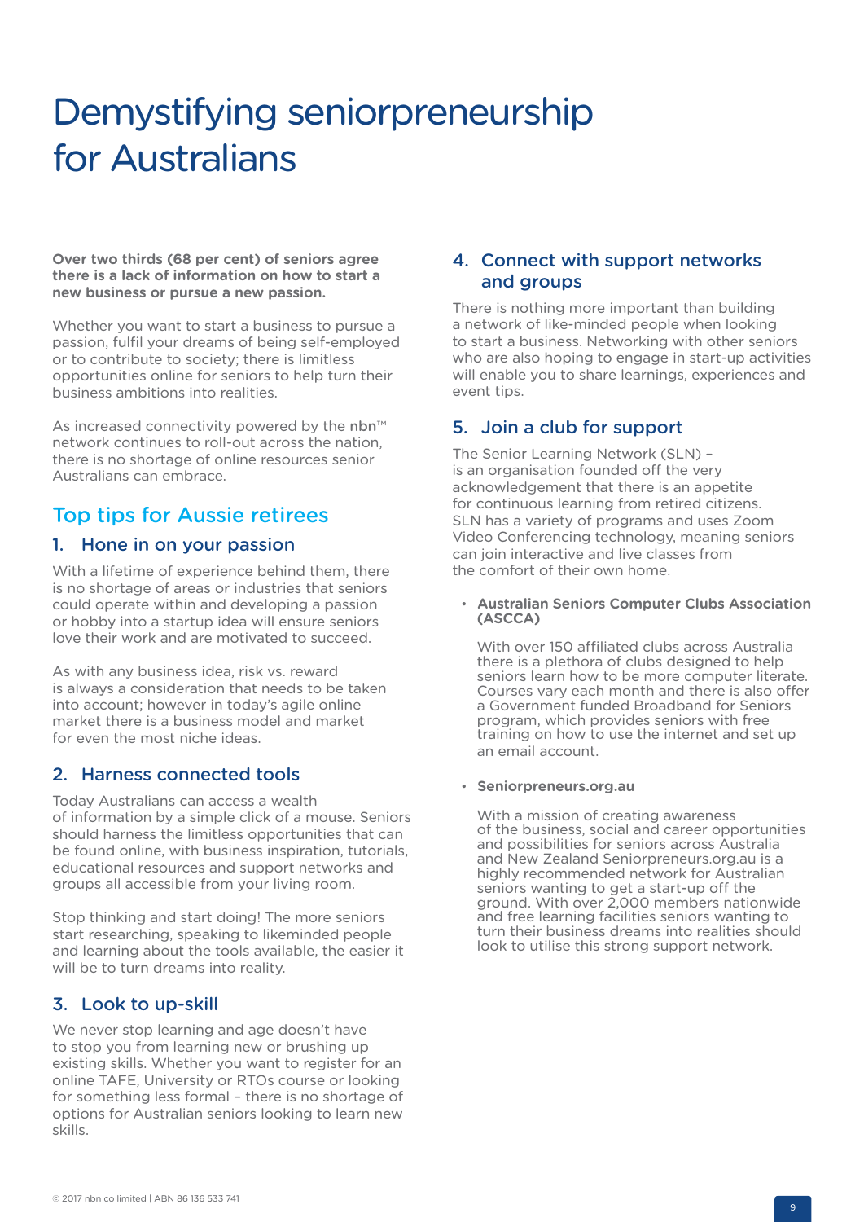# Demystifying seniorpreneurship for Australians

**Over two thirds (68 per cent) of seniors agree there is a lack of information on how to start a new business or pursue a new passion.**

Whether you want to start a business to pursue a passion, fulfil your dreams of being self-employed or to contribute to society; there is limitless opportunities online for seniors to help turn their business ambitions into realities.

As increased connectivity powered by the **nbn**™ network continues to roll-out across the nation, there is no shortage of online resources senior Australians can embrace.

## Top tips for Aussie retirees

### 1. Hone in on your passion

With a lifetime of experience behind them, there is no shortage of areas or industries that seniors could operate within and developing a passion or hobby into a startup idea will ensure seniors love their work and are motivated to succeed.

As with any business idea, risk vs. reward is always a consideration that needs to be taken into account; however in today's agile online market there is a business model and market for even the most niche ideas.

### 2. Harness connected tools

Today Australians can access a wealth of information by a simple click of a mouse. Seniors should harness the limitless opportunities that can be found online, with business inspiration, tutorials, educational resources and support networks and groups all accessible from your living room.

Stop thinking and start doing! The more seniors start researching, speaking to likeminded people and learning about the tools available, the easier it will be to turn dreams into reality.

### 3. Look to up-skill

We never stop learning and age doesn't have to stop you from learning new or brushing up existing skills. Whether you want to register for an online TAFE, University or RTOs course or looking for something less formal – there is no shortage of options for Australian seniors looking to learn new skills.

### 4. Connect with support networks and groups

There is nothing more important than building a network of like-minded people when looking to start a business. Networking with other seniors who are also hoping to engage in start-up activities will enable you to share learnings, experiences and event tips.

### 5. Join a club for support

The Senior Learning Network (SLN) – is an organisation founded off the very acknowledgement that there is an appetite for continuous learning from retired citizens. SLN has a variety of programs and uses Zoom Video Conferencing technology, meaning seniors can join interactive and live classes from the comfort of their own home.

- **Australian Seniors Computer Clubs Association (ASCCA)**

  With over 150 affiliated clubs across Australia there is a plethora of clubs designed to help seniors learn how to be more computer literate. Courses vary each month and there is also offer a Government funded Broadband for Seniors program, which provides seniors with free training on how to use the internet and set up an email account.

- **Seniorpreneurs.org.au**

  With a mission of creating awareness of the business, social and career opportunities and possibilities for seniors across Australia and New Zealand Seniorpreneurs.org.au is a highly recommended network for Australian seniors wanting to get a start-up off the ground. With over 2,000 members nationwide and free learning facilities seniors wanting to turn their business dreams into realities should look to utilise this strong support network.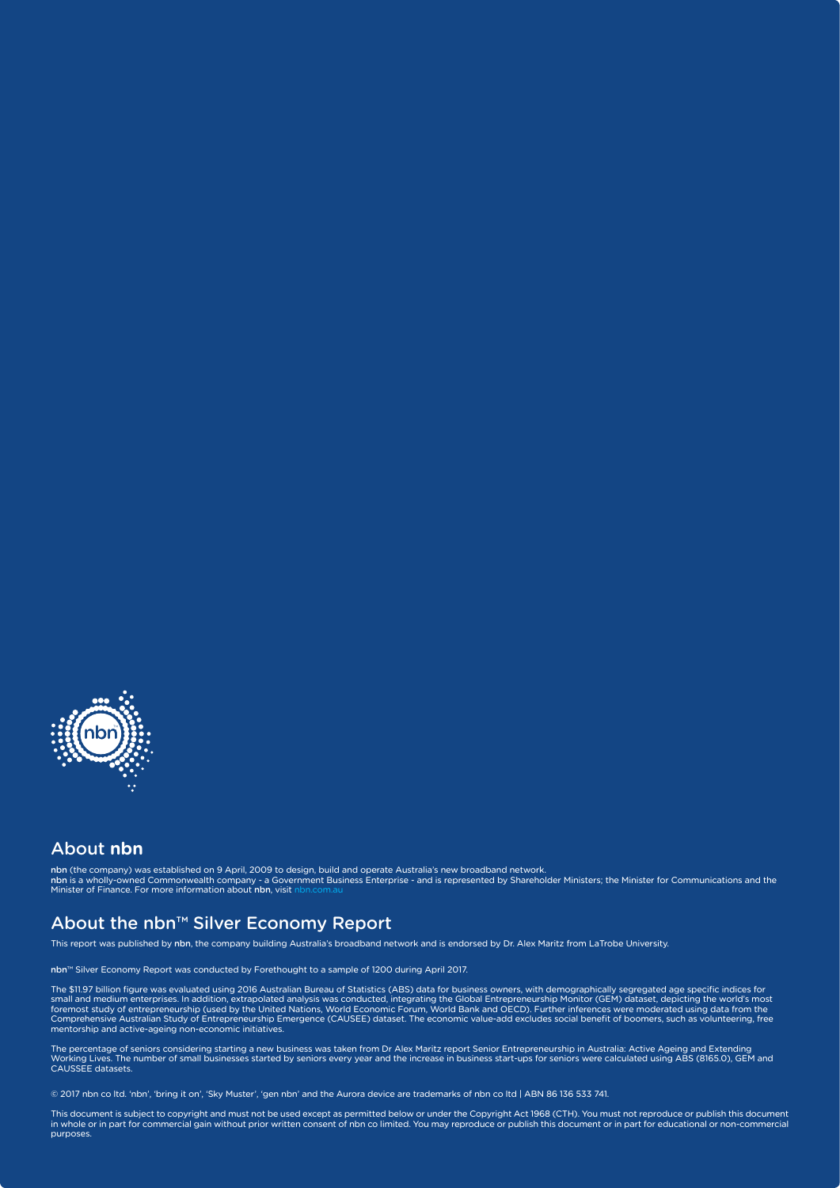## About **nbn**

**nbn** (the company) was established on 9 April, 2009 to design, build and operate Australia's new broadband network.
**nbn** is a wholly-owned Commonwealth company - a Government Business Enterprise - and is represented by Shareholder Ministers; the Minister for Communications and the Minister of Finance. For more information about **nbn**, visit nbn.com.au

## About the nbn™ Silver Economy Report

This report was published by **nbn**, the company building Australia's broadband network and is endorsed by Dr. Alex Maritz from LaTrobe University.

**nbn**™ Silver Economy Report was conducted by Forethought to a sample of 1200 during April 2017.

The $11.97 billion figure was evaluated using 2016 Australian Bureau of Statistics (ABS) data for business owners, with demographically segregated age specific indices for small and medium enterprises. In addition, extrapolated analysis was conducted, integrating the Global Entrepreneurship Monitor (GEM) dataset, depicting the world's most foremost study of entrepreneurship (used by the United Nations, World Economic Forum, World Bank and OECD). Further inferences were moderated using data from the Comprehensive Australian Study of Entrepreneurship Emergence (CAUSEE) dataset. The economic value-add excludes social benefit of boomers, such as volunteering, free mentorship and active-ageing non-economic initiatives.

The percentage of seniors considering starting a new business was taken from Dr Alex Maritz report Senior Entrepreneurship in Australia: Active Ageing and Extending Working Lives. The number of small businesses started by seniors every year and the increase in business start-ups for seniors were calculated using ABS (8165.0), GEM and CAUSSEE datasets.

© 2017 nbn co ltd. 'nbn', 'bring it on', 'Sky Muster', 'gen nbn' and the Aurora device are trademarks of nbn co ltd | ABN 86 136 533 741.

This document is subject to copyright and must not be used except as permitted below or under the Copyright Act 1968 (CTH). You must not reproduce or publish this document in whole or in part for commercial gain without prior written consent of nbn co limited. You may reproduce or publish this document or in part for educational or non-commercial purposes.